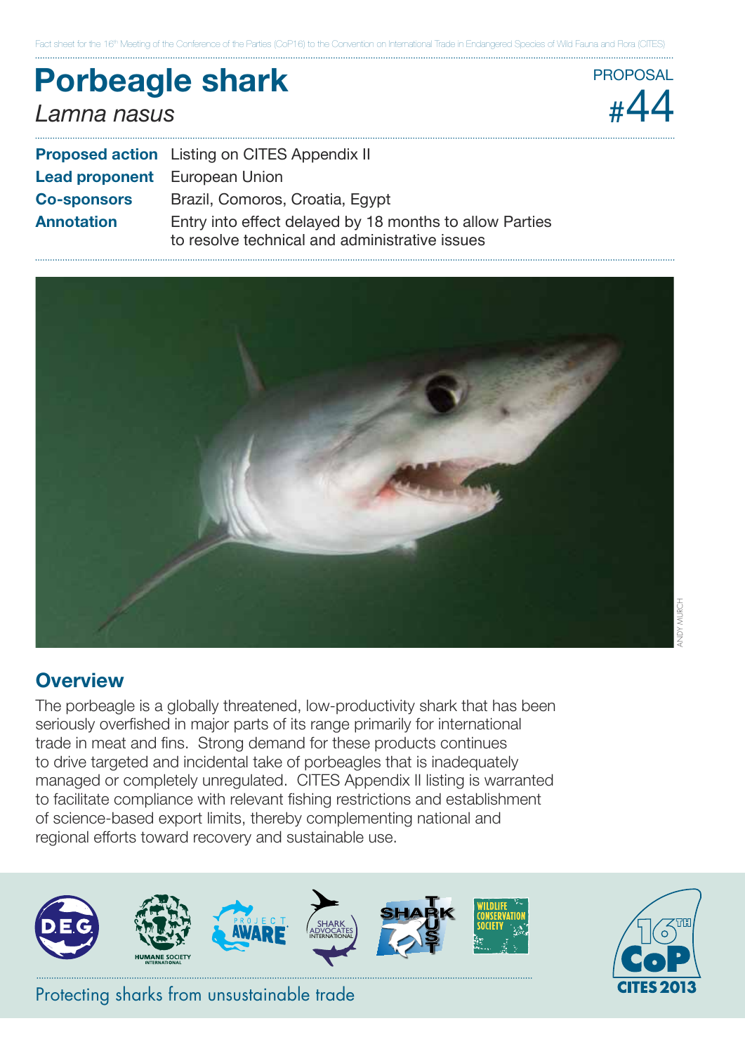Fact sheet for the 16th Meeting of the Conference of the Parties (CoP16) to the Convention on International Trade in Endangered Species of Wild Fauna and Flora (CITES)

# Porbeagle shark

*Lamna nasus*

PROPOSAL #44

| | |
|---|---|
| **Proposed action** | Listing on CITES Appendix II |
| **Lead proponent** | European Union |
| **Co-sponsors** | Brazil, Comoros, Croatia, Egypt |
| **Annotation** | Entry into effect delayed by 18 months to allow Parties to resolve technical and administrative issues |

ANDY MURCH

## Overview

The porbeagle is a globally threatened, low-productivity shark that has been seriously overfished in major parts of its range primarily for international trade in meat and fins. Strong demand for these products continues to drive targeted and incidental take of porbeagles that is inadequately managed or completely unregulated. CITES Appendix II listing is warranted to facilitate compliance with relevant fishing restrictions and establishment of science-based export limits, thereby complementing national and regional efforts toward recovery and sustainable use.

Protecting sharks from unsustainable trade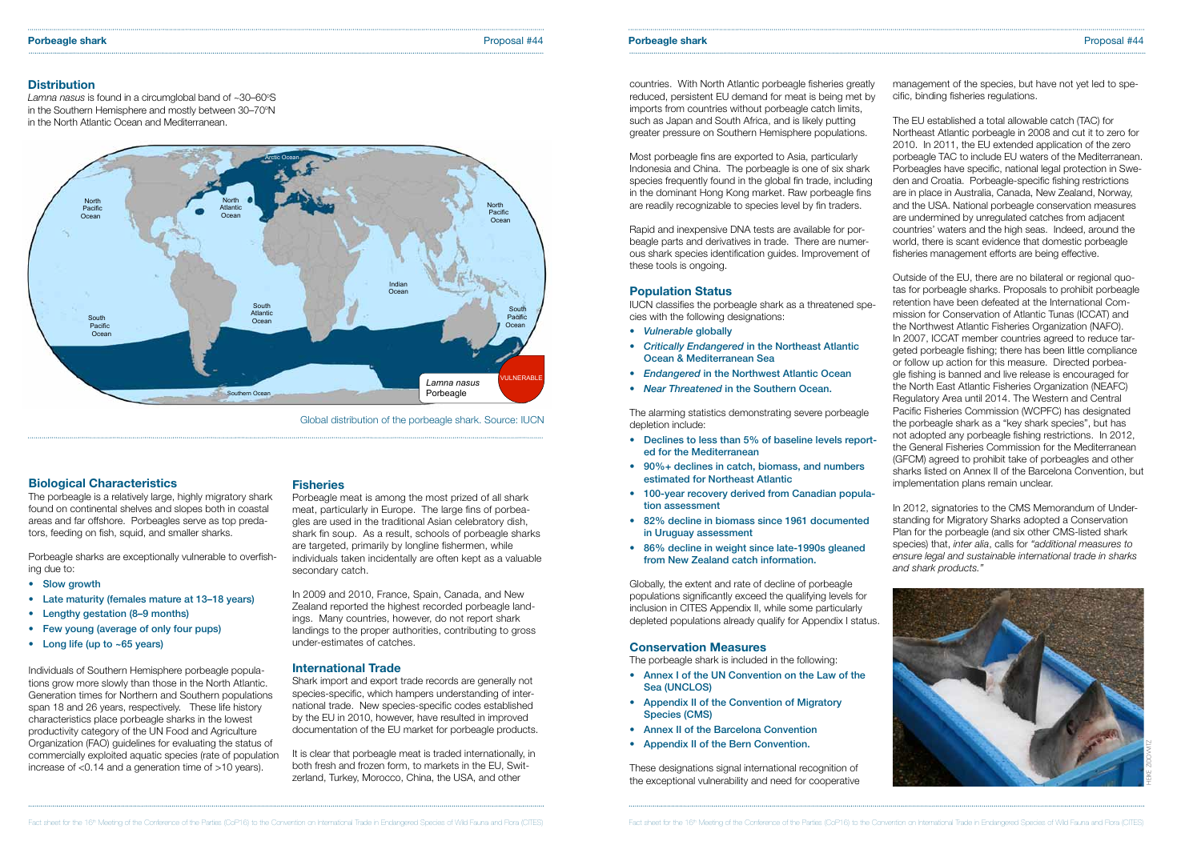## Distribution

*Lamna nasus* is found in a circumglobal band of ~30–60°S in the Southern Hemisphere and mostly between 30–70°N in the North Atlantic Ocean and Mediterranean.

Arctic Ocean
North Pacific Ocean
North Atlantic Ocean
North Pacific Ocean
Indian Ocean
South Atlantic Ocean
South Pacific Ocean
South Pacific Ocean
Southern Ocean
*Lamna nasus*
Porbeagle
VULNERABLE

Global distribution of the porbeagle shark. Source: IUCN

## Biological Characteristics

The porbeagle is a relatively large, highly migratory shark found on continental shelves and slopes both in coastal areas and far offshore. Porbeagles serve as top predators, feeding on fish, squid, and smaller sharks.

Porbeagle sharks are exceptionally vulnerable to overfishing due to:

- Slow growth
- Late maturity (females mature at 13–18 years)
- Lengthy gestation (8–9 months)
- Few young (average of only four pups)
- Long life (up to ~65 years)

Individuals of Southern Hemisphere porbeagle populations grow more slowly than those in the North Atlantic. Generation times for Northern and Southern populations span 18 and 26 years, respectively. These life history characteristics place porbeagle sharks in the lowest productivity category of the UN Food and Agriculture Organization (FAO) guidelines for evaluating the status of commercially exploited aquatic species (rate of population increase of <0.14 and a generation time of >10 years).

## Fisheries

Porbeagle meat is among the most prized of all shark meat, particularly in Europe. The large fins of porbeagles are used in the traditional Asian celebratory dish, shark fin soup. As a result, schools of porbeagle sharks are targeted, primarily by longline fishermen, while individuals taken incidentally are often kept as a valuable secondary catch.

In 2009 and 2010, France, Spain, Canada, and New Zealand reported the highest recorded porbeagle landings. Many countries, however, do not report shark landings to the proper authorities, contributing to gross under-estimates of catches.

## International Trade

Shark import and export trade records are generally not species-specific, which hampers understanding of international trade. New species-specific codes established by the EU in 2010, however, have resulted in improved documentation of the EU market for porbeagle products.

It is clear that porbeagle meat is traded internationally, in both fresh and frozen form, to markets in the EU, Switzerland, Turkey, Morocco, China, the USA, and other countries. With North Atlantic porbeagle fisheries greatly reduced, persistent EU demand for meat is being met by imports from countries without porbeagle catch limits, such as Japan and South Africa, and is likely putting greater pressure on Southern Hemisphere populations.

Most porbeagle fins are exported to Asia, particularly Indonesia and China. The porbeagle is one of six shark species frequently found in the global fin trade, including in the dominant Hong Kong market. Raw porbeagle fins are readily recognizable to species level by fin traders.

Rapid and inexpensive DNA tests are available for porbeagle parts and derivatives in trade. There are numerous shark species identification guides. Improvement of these tools is ongoing.

## Population Status

IUCN classifies the porbeagle shark as a threatened species with the following designations:

- *Vulnerable* globally
- *Critically Endangered* in the Northeast Atlantic Ocean & Mediterranean Sea
- *Endangered* in the Northwest Atlantic Ocean
- *Near Threatened* in the Southern Ocean.

The alarming statistics demonstrating severe porbeagle depletion include:

- Declines to less than 5% of baseline levels reported for the Mediterranean
- 90%+ declines in catch, biomass, and numbers estimated for Northeast Atlantic
- 100-year recovery derived from Canadian population assessment
- 82% decline in biomass since 1961 documented in Uruguay assessment
- 86% decline in weight since late-1990s gleaned from New Zealand catch information.

Globally, the extent and rate of decline of porbeagle populations significantly exceed the qualifying levels for inclusion in CITES Appendix II, while some particularly depleted populations already qualify for Appendix I status.

## Conservation Measures

The porbeagle shark is included in the following:

- Annex I of the UN Convention on the Law of the Sea (UNCLOS)
- Appendix II of the Convention of Migratory Species (CMS)
- Annex II of the Barcelona Convention
- Appendix II of the Bern Convention.

These designations signal international recognition of the exceptional vulnerability and need for cooperative management of the species, but have not yet led to specific, binding fisheries regulations.

The EU established a total allowable catch (TAC) for Northeast Atlantic porbeagle in 2008 and cut it to zero for 2010. In 2011, the EU extended application of the zero porbeagle TAC to include EU waters of the Mediterranean. Porbeagles have specific, national legal protection in Sweden and Croatia. Porbeagle-specific fishing restrictions are in place in Australia, Canada, New Zealand, Norway, and the USA. National porbeagle conservation measures are undermined by unregulated catches from adjacent countries' waters and the high seas. Indeed, around the world, there is scant evidence that domestic porbeagle fisheries management efforts are being effective.

Outside of the EU, there are no bilateral or regional quotas for porbeagle sharks. Proposals to prohibit porbeagle retention have been defeated at the International Commission for Conservation of Atlantic Tunas (ICCAT) and the Northwest Atlantic Fisheries Organization (NAFO). In 2007, ICCAT member countries agreed to reduce targeted porbeagle fishing; there has been little compliance or follow up action for this measure. Directed porbeagle fishing is banned and live release is encouraged for the North East Atlantic Fisheries Organization (NEAFC) Regulatory Area until 2014. The Western and Central Pacific Fisheries Commission (WCPFC) has designated the porbeagle shark as a "key shark species", but has not adopted any porbeagle fishing restrictions. In 2012, the General Fisheries Commission for the Mediterranean (GFCM) agreed to prohibit take of porbeagles and other sharks listed on Annex II of the Barcelona Convention, but implementation plans remain unclear.

In 2012, signatories to the CMS Memorandum of Understanding for Migratory Sharks adopted a Conservation Plan for the porbeagle (and six other CMS-listed shark species) that, *inter alia*, calls for *"additional measures to ensure legal and sustainable international trade in sharks and shark products."*

HEIKE ZIDOWITZ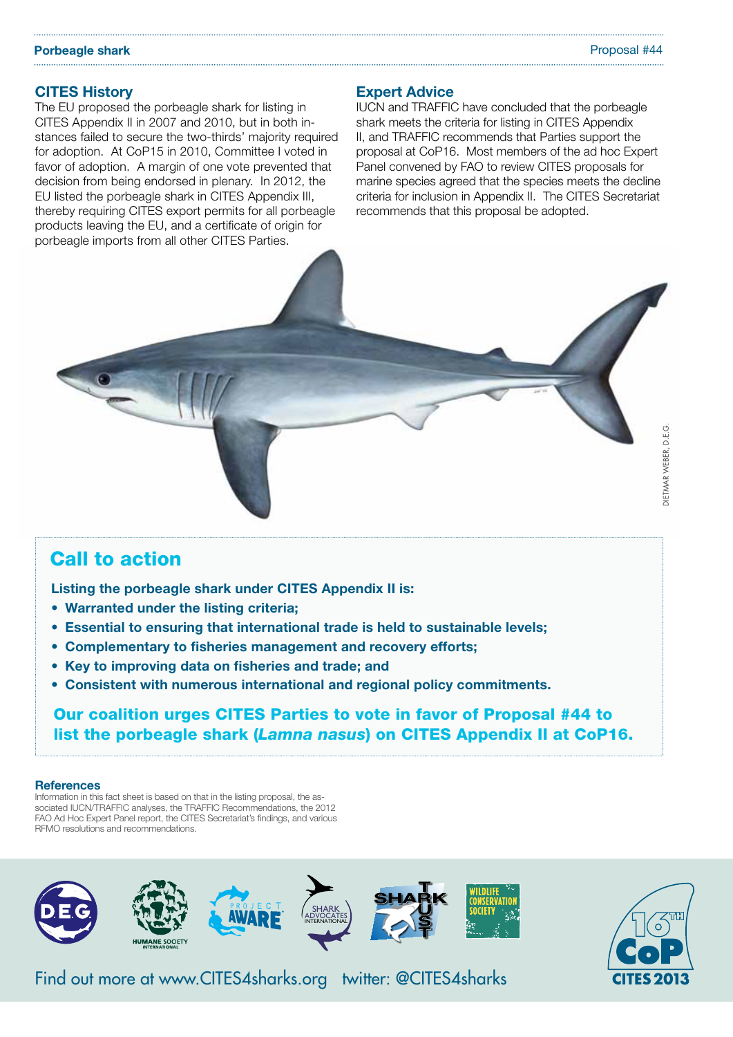## CITES History

The EU proposed the porbeagle shark for listing in CITES Appendix II in 2007 and 2010, but in both instances failed to secure the two-thirds' majority required for adoption. At CoP15 in 2010, Committee I voted in favor of adoption. A margin of one vote prevented that decision from being endorsed in plenary. In 2012, the EU listed the porbeagle shark in CITES Appendix III, thereby requiring CITES export permits for all porbeagle products leaving the EU, and a certificate of origin for porbeagle imports from all other CITES Parties.

## Expert Advice

IUCN and TRAFFIC have concluded that the porbeagle shark meets the criteria for listing in CITES Appendix II, and TRAFFIC recommends that Parties support the proposal at CoP16. Most members of the ad hoc Expert Panel convened by FAO to review CITES proposals for marine species agreed that the species meets the decline criteria for inclusion in Appendix II. The CITES Secretariat recommends that this proposal be adopted.

DIETMAR WEBER, D.E.G.

## Call to action

**Listing the porbeagle shark under CITES Appendix II is:**

- **Warranted under the listing criteria;**
- **Essential to ensuring that international trade is held to sustainable levels;**
- **Complementary to fisheries management and recovery efforts;**
- **Key to improving data on fisheries and trade; and**
- **Consistent with numerous international and regional policy commitments.**

**Our coalition urges CITES Parties to vote in favor of Proposal #44 to list the porbeagle shark (*Lamna nasus*) on CITES Appendix II at CoP16.**

### References

Information in this fact sheet is based on that in the listing proposal, the associated IUCN/TRAFFIC analyses, the TRAFFIC Recommendations, the 2012 FAO Ad Hoc Expert Panel report, the CITES Secretariat's findings, and various RFMO resolutions and recommendations.

Find out more at www.CITES4sharks.org twitter: @CITES4sharks